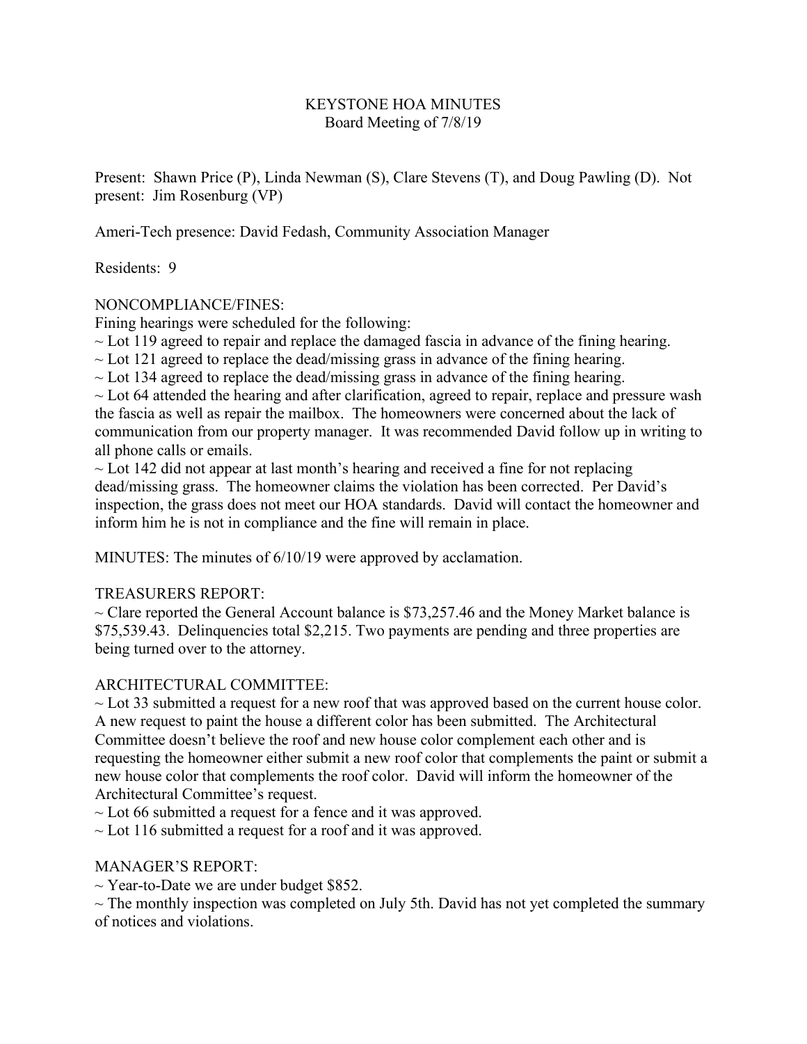# KEYSTONE HOA MINUTES

Board Meeting of 7/8/19

Present: Shawn Price (P), Linda Newman (S), Clare Stevens (T), and Doug Pawling (D). Not present: Jim Rosenburg (VP)

Ameri-Tech presence: David Fedash, Community Association Manager

Residents: 9

NONCOMPLIANCE/FINES:

Fining hearings were scheduled for the following:

~ Lot 119 agreed to repair and replace the damaged fascia in advance of the fining hearing.

~ Lot 121 agreed to replace the dead/missing grass in advance of the fining hearing.

~ Lot 134 agreed to replace the dead/missing grass in advance of the fining hearing.

~ Lot 64 attended the hearing and after clarification, agreed to repair, replace and pressure wash the fascia as well as repair the mailbox. The homeowners were concerned about the lack of communication from our property manager. It was recommended David follow up in writing to all phone calls or emails.

~ Lot 142 did not appear at last month's hearing and received a fine for not replacing dead/missing grass. The homeowner claims the violation has been corrected. Per David's inspection, the grass does not meet our HOA standards. David will contact the homeowner and inform him he is not in compliance and the fine will remain in place.

MINUTES: The minutes of 6/10/19 were approved by acclamation.

TREASURERS REPORT:

~ Clare reported the General Account balance is $73,257.46 and the Money Market balance is $75,539.43. Delinquencies total $2,215. Two payments are pending and three properties are being turned over to the attorney.

ARCHITECTURAL COMMITTEE:

~ Lot 33 submitted a request for a new roof that was approved based on the current house color. A new request to paint the house a different color has been submitted. The Architectural Committee doesn't believe the roof and new house color complement each other and is requesting the homeowner either submit a new roof color that complements the paint or submit a new house color that complements the roof color. David will inform the homeowner of the Architectural Committee's request.

~ Lot 66 submitted a request for a fence and it was approved.

~ Lot 116 submitted a request for a roof and it was approved.

MANAGER'S REPORT:

~ Year-to-Date we are under budget $852.

~ The monthly inspection was completed on July 5th. David has not yet completed the summary of notices and violations.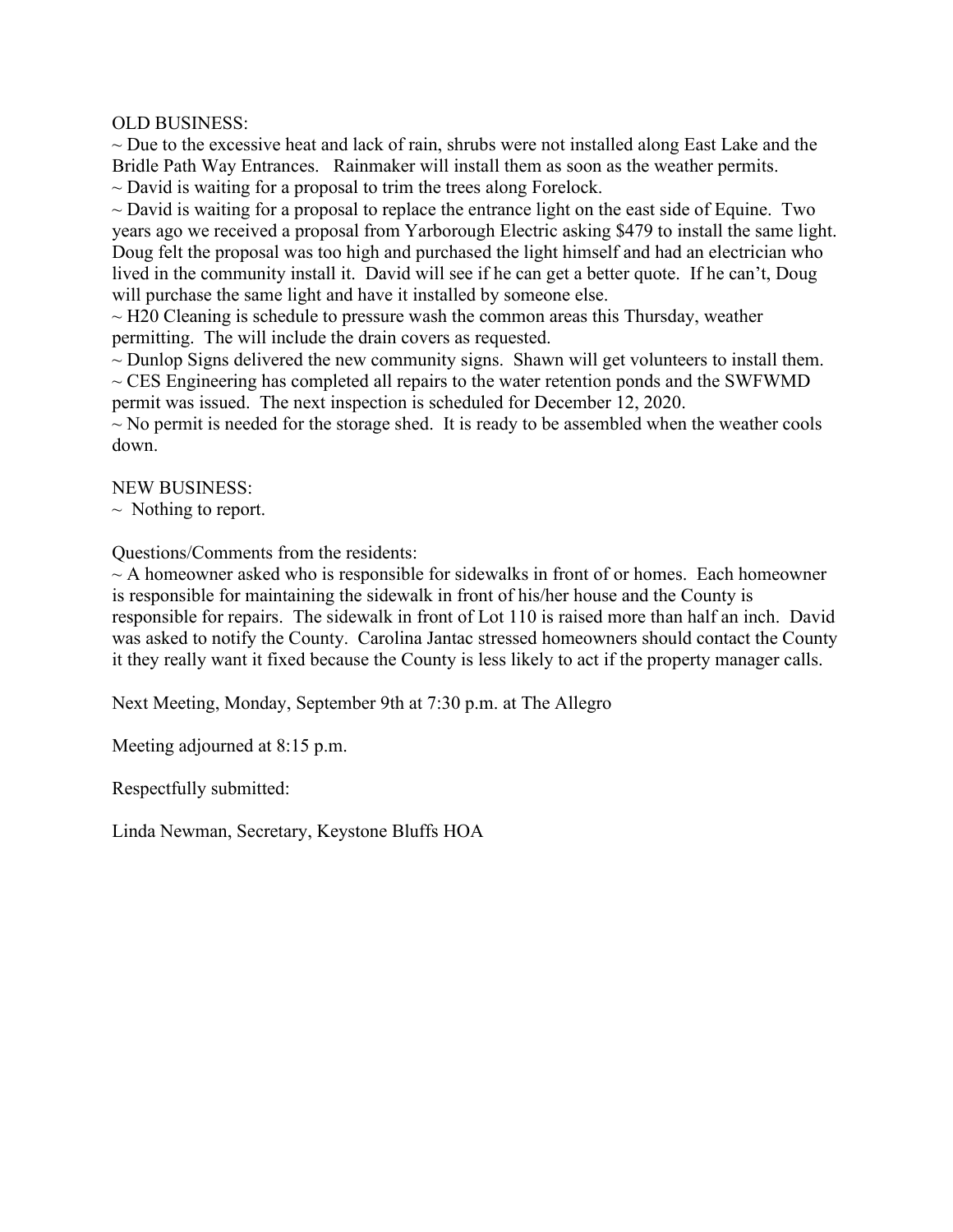OLD BUSINESS:

~ Due to the excessive heat and lack of rain, shrubs were not installed along East Lake and the Bridle Path Way Entrances. Rainmaker will install them as soon as the weather permits.

~ David is waiting for a proposal to trim the trees along Forelock.

~ David is waiting for a proposal to replace the entrance light on the east side of Equine. Two years ago we received a proposal from Yarborough Electric asking $479 to install the same light. Doug felt the proposal was too high and purchased the light himself and had an electrician who lived in the community install it. David will see if he can get a better quote. If he can't, Doug will purchase the same light and have it installed by someone else.

~ H20 Cleaning is schedule to pressure wash the common areas this Thursday, weather permitting. The will include the drain covers as requested.

~ Dunlop Signs delivered the new community signs. Shawn will get volunteers to install them.

~ CES Engineering has completed all repairs to the water retention ponds and the SWFWMD permit was issued. The next inspection is scheduled for December 12, 2020.

~ No permit is needed for the storage shed. It is ready to be assembled when the weather cools down.

NEW BUSINESS:

~ Nothing to report.

Questions/Comments from the residents:

~ A homeowner asked who is responsible for sidewalks in front of or homes. Each homeowner is responsible for maintaining the sidewalk in front of his/her house and the County is responsible for repairs. The sidewalk in front of Lot 110 is raised more than half an inch. David was asked to notify the County. Carolina Jantac stressed homeowners should contact the County it they really want it fixed because the County is less likely to act if the property manager calls.

Next Meeting, Monday, September 9th at 7:30 p.m. at The Allegro

Meeting adjourned at 8:15 p.m.

Respectfully submitted:

Linda Newman, Secretary, Keystone Bluffs HOA